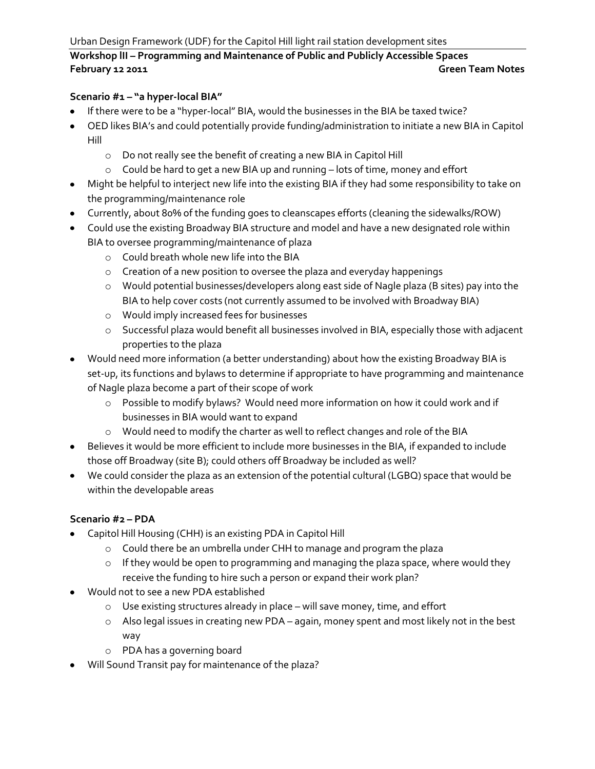Urban Design Framework (UDF) for the Capitol Hill light rail station development sites

**Workshop lII – Programming and Maintenance of Public and Publicly Accessible Spaces**
**February 12 2011** **Green Team Notes**

### Scenario #1 – "a hyper-local BIA"

- If there were to be a "hyper-local" BIA, would the businesses in the BIA be taxed twice?
- OED likes BIA's and could potentially provide funding/administration to initiate a new BIA in Capitol Hill
  - Do not really see the benefit of creating a new BIA in Capitol Hill
  - Could be hard to get a new BIA up and running – lots of time, money and effort
- Might be helpful to interject new life into the existing BIA if they had some responsibility to take on the programming/maintenance role
- Currently, about 80% of the funding goes to cleanscapes efforts (cleaning the sidewalks/ROW)
- Could use the existing Broadway BIA structure and model and have a new designated role within BIA to oversee programming/maintenance of plaza
  - Could breath whole new life into the BIA
  - Creation of a new position to oversee the plaza and everyday happenings
  - Would potential businesses/developers along east side of Nagle plaza (B sites) pay into the BIA to help cover costs (not currently assumed to be involved with Broadway BIA)
  - Would imply increased fees for businesses
  - Successful plaza would benefit all businesses involved in BIA, especially those with adjacent properties to the plaza
- Would need more information (a better understanding) about how the existing Broadway BIA is set-up, its functions and bylaws to determine if appropriate to have programming and maintenance of Nagle plaza become a part of their scope of work
  - Possible to modify bylaws? Would need more information on how it could work and if businesses in BIA would want to expand
  - Would need to modify the charter as well to reflect changes and role of the BIA
- Believes it would be more efficient to include more businesses in the BIA, if expanded to include those off Broadway (site B); could others off Broadway be included as well?
- We could consider the plaza as an extension of the potential cultural (LGBQ) space that would be within the developable areas

### Scenario #2 – PDA

- Capitol Hill Housing (CHH) is an existing PDA in Capitol Hill
  - Could there be an umbrella under CHH to manage and program the plaza
  - If they would be open to programming and managing the plaza space, where would they receive the funding to hire such a person or expand their work plan?
- Would not to see a new PDA established
  - Use existing structures already in place – will save money, time, and effort
  - Also legal issues in creating new PDA – again, money spent and most likely not in the best way
  - PDA has a governing board
- Will Sound Transit pay for maintenance of the plaza?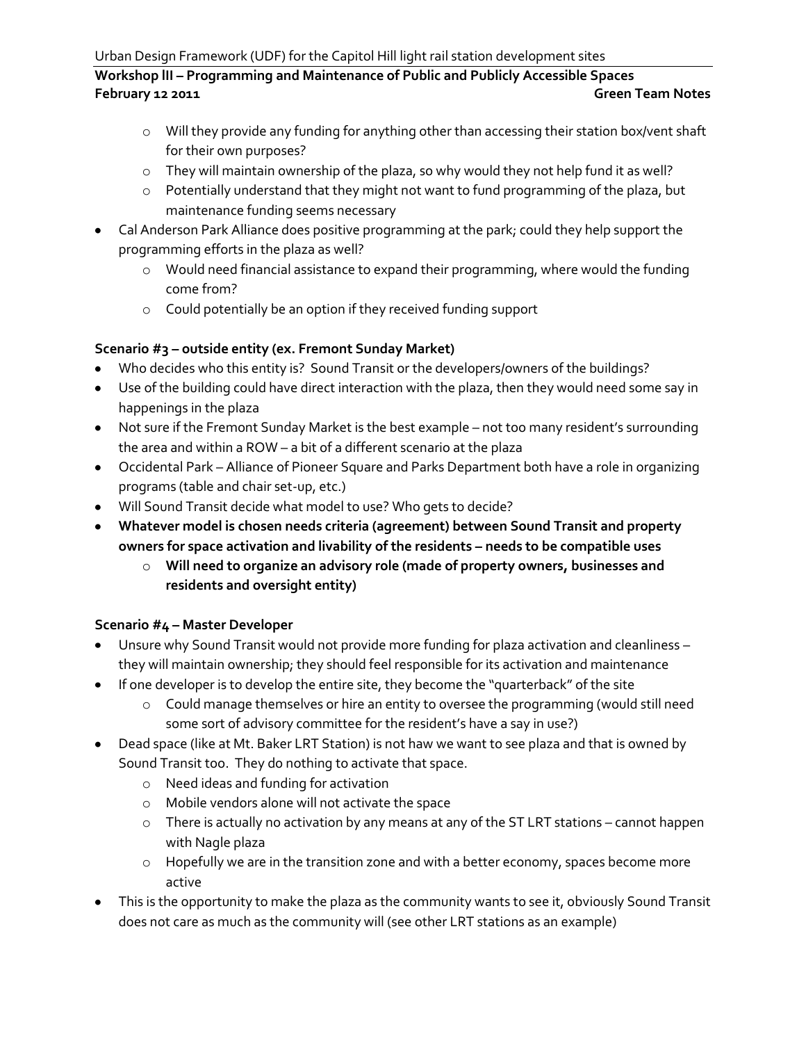- Will they provide any funding for anything other than accessing their station box/vent shaft for their own purposes?
- They will maintain ownership of the plaza, so why would they not help fund it as well?
- Potentially understand that they might not want to fund programming of the plaza, but maintenance funding seems necessary

- Cal Anderson Park Alliance does positive programming at the park; could they help support the programming efforts in the plaza as well?
  - Would need financial assistance to expand their programming, where would the funding come from?
  - Could potentially be an option if they received funding support

### Scenario #3 – outside entity (ex. Fremont Sunday Market)

- Who decides who this entity is? Sound Transit or the developers/owners of the buildings?
- Use of the building could have direct interaction with the plaza, then they would need some say in happenings in the plaza
- Not sure if the Fremont Sunday Market is the best example – not too many resident's surrounding the area and within a ROW – a bit of a different scenario at the plaza
- Occidental Park – Alliance of Pioneer Square and Parks Department both have a role in organizing programs (table and chair set-up, etc.)
- Will Sound Transit decide what model to use? Who gets to decide?
- **Whatever model is chosen needs criteria (agreement) between Sound Transit and property owners for space activation and livability of the residents – needs to be compatible uses**
  - **Will need to organize an advisory role (made of property owners, businesses and residents and oversight entity)**

### Scenario #4 – Master Developer

- Unsure why Sound Transit would not provide more funding for plaza activation and cleanliness – they will maintain ownership; they should feel responsible for its activation and maintenance
- If one developer is to develop the entire site, they become the "quarterback" of the site
  - Could manage themselves or hire an entity to oversee the programming (would still need some sort of advisory committee for the resident's have a say in use?)
- Dead space (like at Mt. Baker LRT Station) is not haw we want to see plaza and that is owned by Sound Transit too. They do nothing to activate that space.
  - Need ideas and funding for activation
  - Mobile vendors alone will not activate the space
  - There is actually no activation by any means at any of the ST LRT stations – cannot happen with Nagle plaza
  - Hopefully we are in the transition zone and with a better economy, spaces become more active
- This is the opportunity to make the plaza as the community wants to see it, obviously Sound Transit does not care as much as the community will (see other LRT stations as an example)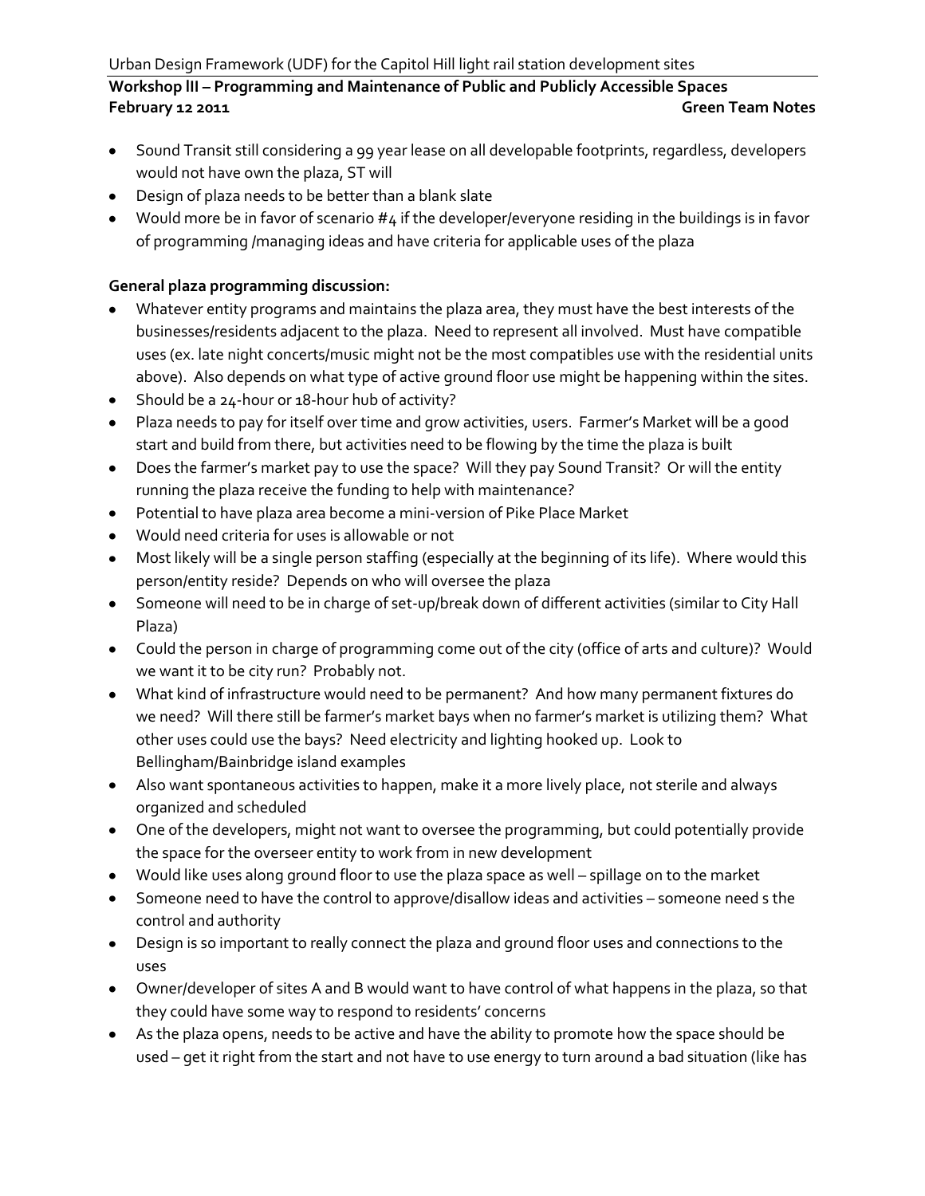Urban Design Framework (UDF) for the Capitol Hill light rail station development sites

**Workshop lII – Programming and Maintenance of Public and Publicly Accessible Spaces**
**February 12 2011 Green Team Notes**

- Sound Transit still considering a 99 year lease on all developable footprints, regardless, developers would not have own the plaza, ST will
- Design of plaza needs to be better than a blank slate
- Would more be in favor of scenario #4 if the developer/everyone residing in the buildings is in favor of programming /managing ideas and have criteria for applicable uses of the plaza

**General plaza programming discussion:**

- Whatever entity programs and maintains the plaza area, they must have the best interests of the businesses/residents adjacent to the plaza. Need to represent all involved. Must have compatible uses (ex. late night concerts/music might not be the most compatibles use with the residential units above). Also depends on what type of active ground floor use might be happening within the sites.
- Should be a 24-hour or 18-hour hub of activity?
- Plaza needs to pay for itself over time and grow activities, users. Farmer's Market will be a good start and build from there, but activities need to be flowing by the time the plaza is built
- Does the farmer's market pay to use the space? Will they pay Sound Transit? Or will the entity running the plaza receive the funding to help with maintenance?
- Potential to have plaza area become a mini-version of Pike Place Market
- Would need criteria for uses is allowable or not
- Most likely will be a single person staffing (especially at the beginning of its life). Where would this person/entity reside? Depends on who will oversee the plaza
- Someone will need to be in charge of set-up/break down of different activities (similar to City Hall Plaza)
- Could the person in charge of programming come out of the city (office of arts and culture)? Would we want it to be city run? Probably not.
- What kind of infrastructure would need to be permanent? And how many permanent fixtures do we need? Will there still be farmer's market bays when no farmer's market is utilizing them? What other uses could use the bays? Need electricity and lighting hooked up. Look to Bellingham/Bainbridge island examples
- Also want spontaneous activities to happen, make it a more lively place, not sterile and always organized and scheduled
- One of the developers, might not want to oversee the programming, but could potentially provide the space for the overseer entity to work from in new development
- Would like uses along ground floor to use the plaza space as well – spillage on to the market
- Someone need to have the control to approve/disallow ideas and activities – someone need s the control and authority
- Design is so important to really connect the plaza and ground floor uses and connections to the uses
- Owner/developer of sites A and B would want to have control of what happens in the plaza, so that they could have some way to respond to residents' concerns
- As the plaza opens, needs to be active and have the ability to promote how the space should be used – get it right from the start and not have to use energy to turn around a bad situation (like has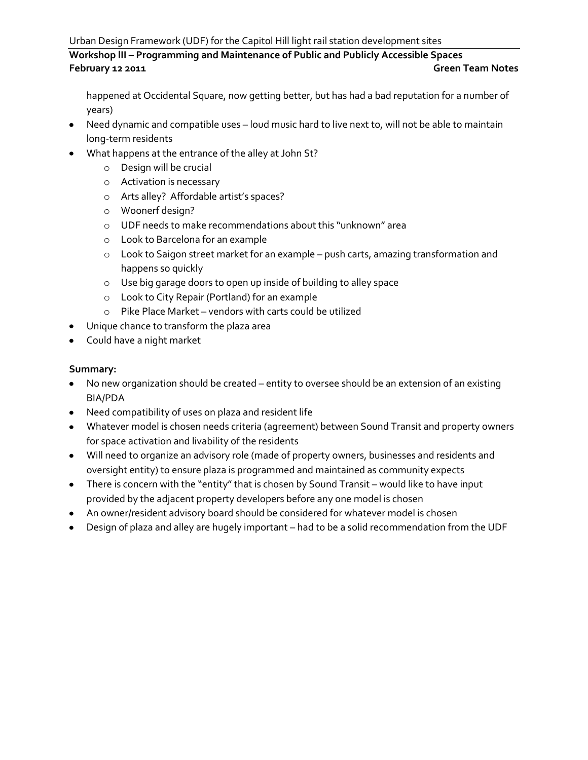happened at Occidental Square, now getting better, but has had a bad reputation for a number of years)

- Need dynamic and compatible uses – loud music hard to live next to, will not be able to maintain long-term residents
- What happens at the entrance of the alley at John St?
    - Design will be crucial
    - Activation is necessary
    - Arts alley? Affordable artist's spaces?
    - Woonerf design?
    - UDF needs to make recommendations about this "unknown" area
    - Look to Barcelona for an example
    - Look to Saigon street market for an example – push carts, amazing transformation and happens so quickly
    - Use big garage doors to open up inside of building to alley space
    - Look to City Repair (Portland) for an example
    - Pike Place Market – vendors with carts could be utilized
- Unique chance to transform the plaza area
- Could have a night market

**Summary:**

- No new organization should be created – entity to oversee should be an extension of an existing BIA/PDA
- Need compatibility of uses on plaza and resident life
- Whatever model is chosen needs criteria (agreement) between Sound Transit and property owners for space activation and livability of the residents
- Will need to organize an advisory role (made of property owners, businesses and residents and oversight entity) to ensure plaza is programmed and maintained as community expects
- There is concern with the "entity" that is chosen by Sound Transit – would like to have input provided by the adjacent property developers before any one model is chosen
- An owner/resident advisory board should be considered for whatever model is chosen
- Design of plaza and alley are hugely important – had to be a solid recommendation from the UDF